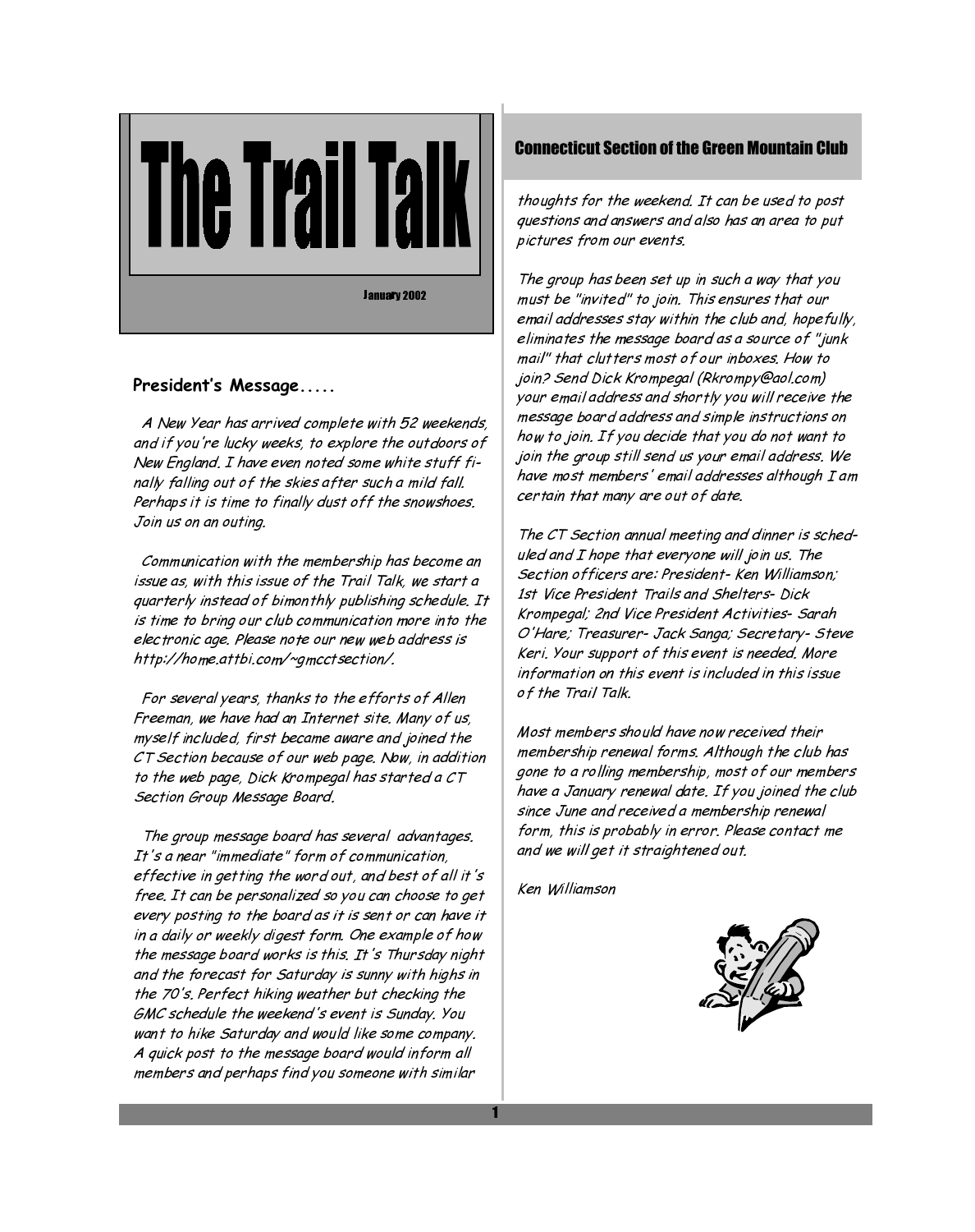# The Trail Talk

January 2002

## Connecticut Section of the Green Mountain Club

### President's Message.....

A New Year has arrived complete with 52 weekends, and if you're lucky weeks, to explore the outdoors of New England. I have even noted some white stuff finally falling out of the skies after such a mild fall. Perhaps it is time to finally dust off the snowshoes. Join us on an outing.

Communication with the membership has become an issue as, with this issue of the Trail Talk, we start a quarterly instead of bimonthly publishing schedule. It is time to bring our club communication more into the electronic age. Please note our new web address is http://home.attbi.com/~gmcctsection/.

For several years, thanks to the efforts of Allen Freeman, we have had an Internet site. Many of us, myself included, first became aware and joined the CT Section because of our web page. Now, in addition to the web page, Dick Krompegal has started a CT Section Group Message Board.

The group message board has several advantages. It's a near "immediate" form of communication, effective in getting the word out, and best of all it's free. It can be personalized so you can choose to get every posting to the board as it is sent or can have it in a daily or weekly digest form. One example of how the message board works is this. It's Thursday night and the forecast for Saturday is sunny with highs in the 70's. Perfect hiking weather but checking the GMC schedule the weekend's event is Sunday. You want to hike Saturday and would like some company. A quick post to the message board would inform all members and perhaps find you someone with similar thoughts for the weekend. It can be used to post questions and answers and also has an area to put pictures from our events.

The group has been set up in such a way that you must be "invited" to join. This ensures that our email addresses stay within the club and, hopefully, eliminates the message board as a source of "junk mail" that clutters most of our inboxes. How to join? Send Dick Krompegal (Rkrompy@aol.com) your email address and shortly you will receive the message board address and simple instructions on how to join. If you decide that you do not want to join the group still send us your email address. We have most members' email addresses although I am certain that many are out of date.

The CT Section annual meeting and dinner is scheduled and I hope that everyone will join us. The Section officers are: President- Ken Williamson; 1st Vice President Trails and Shelters- Dick Krompegal; 2nd Vice President Activities- Sarah O'Hare; Treasurer- Jack Sanga; Secretary- Steve Keri. Your support of this event is needed. More information on this event is included in this issue of the Trail Talk.

Most members should have now received their membership renewal forms. Although the club has gone to a rolling membership, most of our members have a January renewal date. If you joined the club since June and received a membership renewal form, this is probably in error. Please contact me and we will get it straightened out.

Ken Williamson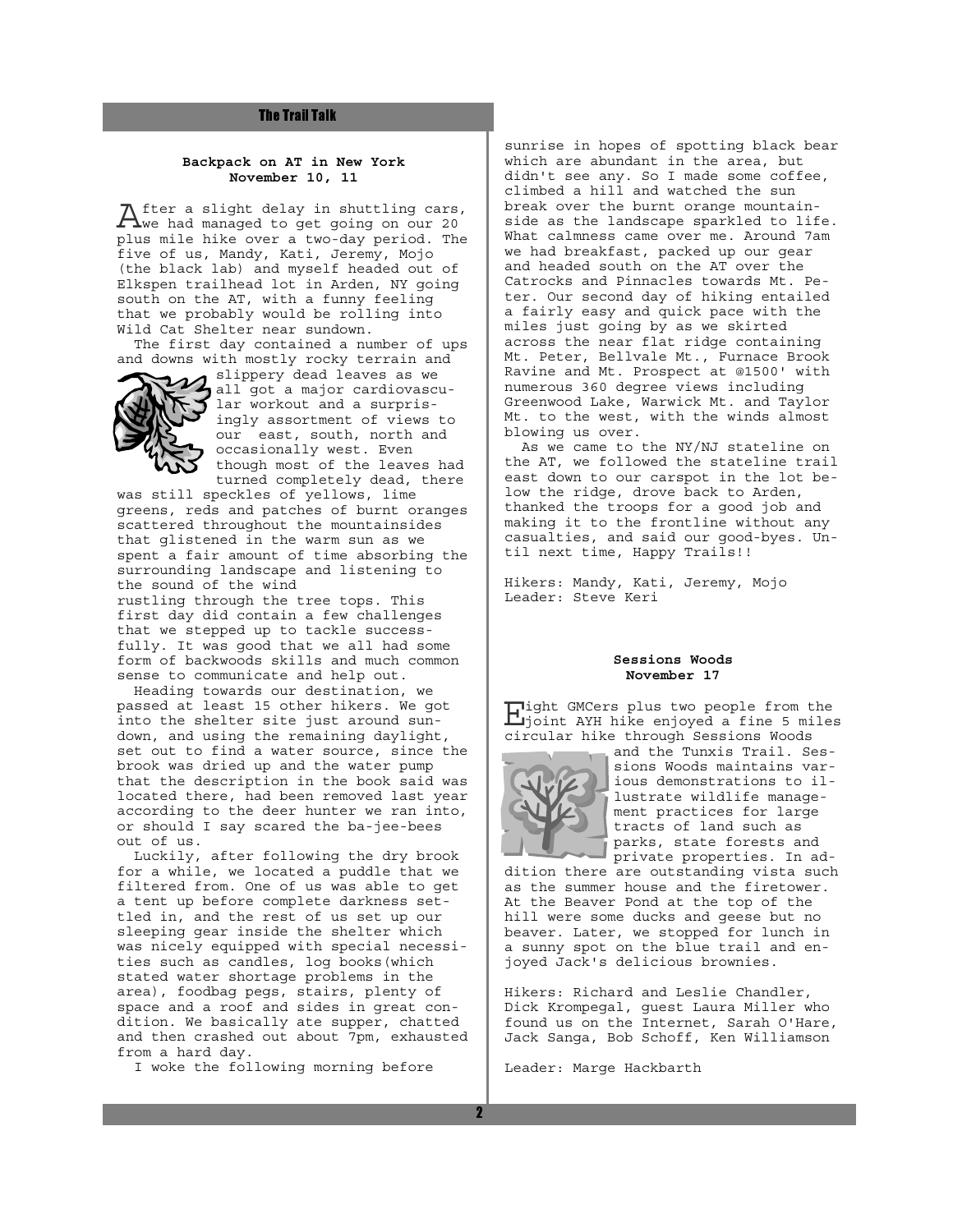## The Trail Talk

### Backpack on AT in New York
### November 10, 11

After a slight delay in shuttling cars, we had managed to get going on our 20 plus mile hike over a two-day period. The five of us, Mandy, Kati, Jeremy, Mojo (the black lab) and myself headed out of Elkspen trailhead lot in Arden, NY going south on the AT, with a funny feeling that we probably would be rolling into Wild Cat Shelter near sundown.

The first day contained a number of ups and downs with mostly rocky terrain and slippery dead leaves as we all got a major cardiovascular workout and a surprisingly assortment of views to our east, south, north and occasionally west. Even though most of the leaves had turned completely dead, there was still speckles of yellows, lime greens, reds and patches of burnt oranges scattered throughout the mountainsides that glistened in the warm sun as we spent a fair amount of time absorbing the surrounding landscape and listening to the sound of the wind rustling through the tree tops. This first day did contain a few challenges that we stepped up to tackle successfully. It was good that we all had some form of backwoods skills and much common sense to communicate and help out.

Heading towards our destination, we passed at least 15 other hikers. We got into the shelter site just around sundown, and using the remaining daylight, set out to find a water source, since the brook was dried up and the water pump that the description in the book said was located there, had been removed last year according to the deer hunter we ran into, or should I say scared the ba-jee-bees out of us.

Luckily, after following the dry brook for a while, we located a puddle that we filtered from. One of us was able to get a tent up before complete darkness settled in, and the rest of us set up our sleeping gear inside the shelter which was nicely equipped with special necessities such as candles, log books(which stated water shortage problems in the area), foodbag pegs, stairs, plenty of space and a roof and sides in great condition. We basically ate supper, chatted and then crashed out about 7pm, exhausted from a hard day.

I woke the following morning before sunrise in hopes of spotting black bear which are abundant in the area, but didn't see any. So I made some coffee, climbed a hill and watched the sun break over the burnt orange mountainside as the landscape sparkled to life. What calmness came over me. Around 7am we had breakfast, packed up our gear and headed south on the AT over the Catrocks and Pinnacles towards Mt. Peter. Our second day of hiking entailed a fairly easy and quick pace with the miles just going by as we skirted across the near flat ridge containing Mt. Peter, Bellvale Mt., Furnace Brook Ravine and Mt. Prospect at @1500' with numerous 360 degree views including Greenwood Lake, Warwick Mt. and Taylor Mt. to the west, with the winds almost blowing us over.

As we came to the NY/NJ stateline on the AT, we followed the stateline trail east down to our carspot in the lot below the ridge, drove back to Arden, thanked the troops for a good job and making it to the frontline without any casualties, and said our good-byes. Until next time, Happy Trails!!

Hikers: Mandy, Kati, Jeremy, Mojo
Leader: Steve Keri

### Sessions Woods
### November 17

Eight GMCers plus two people from the joint AYH hike enjoyed a fine 5 miles circular hike through Sessions Woods and the Tunxis Trail. Sessions Woods maintains various demonstrations to illustrate wildlife management practices for large tracts of land such as parks, state forests and private properties. In addition there are outstanding vista such as the summer house and the firetower. At the Beaver Pond at the top of the hill were some ducks and geese but no beaver. Later, we stopped for lunch in a sunny spot on the blue trail and enjoyed Jack's delicious brownies.

Hikers: Richard and Leslie Chandler, Dick Krompegal, guest Laura Miller who found us on the Internet, Sarah O'Hare, Jack Sanga, Bob Schoff, Ken Williamson

Leader: Marge Hackbarth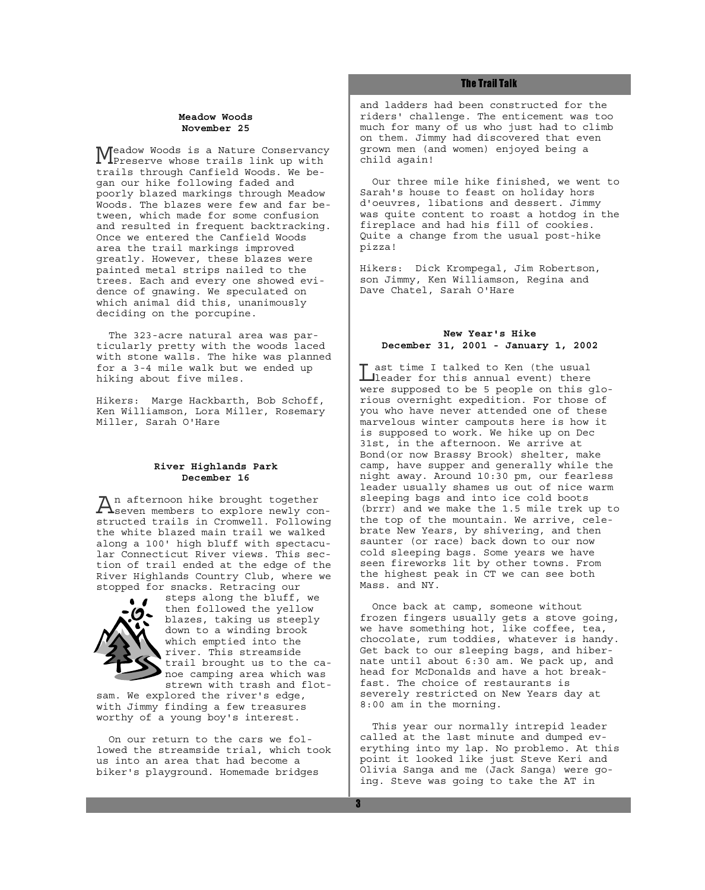### Meadow Woods
### November 25

Meadow Woods is a Nature Conservancy Preserve whose trails link up with trails through Canfield Woods. We began our hike following faded and poorly blazed markings through Meadow Woods. The blazes were few and far between, which made for some confusion and resulted in frequent backtracking. Once we entered the Canfield Woods area the trail markings improved greatly. However, these blazes were painted metal strips nailed to the trees. Each and every one showed evidence of gnawing. We speculated on which animal did this, unanimously deciding on the porcupine.

The 323-acre natural area was particularly pretty with the woods laced with stone walls. The hike was planned for a 3-4 mile walk but we ended up hiking about five miles.

Hikers: Marge Hackbarth, Bob Schoff, Ken Williamson, Lora Miller, Rosemary Miller, Sarah O'Hare

### River Highlands Park
### December 16

An afternoon hike brought together seven members to explore newly constructed trails in Cromwell. Following the white blazed main trail we walked along a 100' high bluff with spectacular Connecticut River views. This section of trail ended at the edge of the River Highlands Country Club, where we stopped for snacks. Retracing our steps along the bluff, we then followed the yellow blazes, taking us steeply down to a winding brook which emptied into the river. This streamside trail brought us to the canoe camping area which was strewn with trash and flotsam. We explored the river's edge, with Jimmy finding a few treasures worthy of a young boy's interest.

On our return to the cars we followed the streamside trial, which took us into an area that had become a biker's playground. Homemade bridges and ladders had been constructed for the riders' challenge. The enticement was too much for many of us who just had to climb on them. Jimmy had discovered that even grown men (and women) enjoyed being a child again!

Our three mile hike finished, we went to Sarah's house to feast on holiday hors d'oeuvres, libations and dessert. Jimmy was quite content to roast a hotdog in the fireplace and had his fill of cookies. Quite a change from the usual post-hike pizza!

Hikers: Dick Krompegal, Jim Robertson, son Jimmy, Ken Williamson, Regina and Dave Chatel, Sarah O'Hare

### New Year's Hike
### December 31, 2001 - January 1, 2002

Last time I talked to Ken (the usual leader for this annual event) there were supposed to be 5 people on this glorious overnight expedition. For those of you who have never attended one of these marvelous winter campouts here is how it is supposed to work. We hike up on Dec 31st, in the afternoon. We arrive at Bond(or now Brassy Brook) shelter, make camp, have supper and generally while the night away. Around 10:30 pm, our fearless leader usually shames us out of nice warm sleeping bags and into ice cold boots (brrr) and we make the 1.5 mile trek up to the top of the mountain. We arrive, celebrate New Years, by shivering, and then saunter (or race) back down to our now cold sleeping bags. Some years we have seen fireworks lit by other towns. From the highest peak in CT we can see both Mass. and NY.

Once back at camp, someone without frozen fingers usually gets a stove going, we have something hot, like coffee, tea, chocolate, rum toddies, whatever is handy. Get back to our sleeping bags, and hibernate until about 6:30 am. We pack up, and head for McDonalds and have a hot breakfast. The choice of restaurants is severely restricted on New Years day at 8:00 am in the morning.

This year our normally intrepid leader called at the last minute and dumped everything into my lap. No problemo. At this point it looked like just Steve Keri and Olivia Sanga and me (Jack Sanga) were going. Steve was going to take the AT in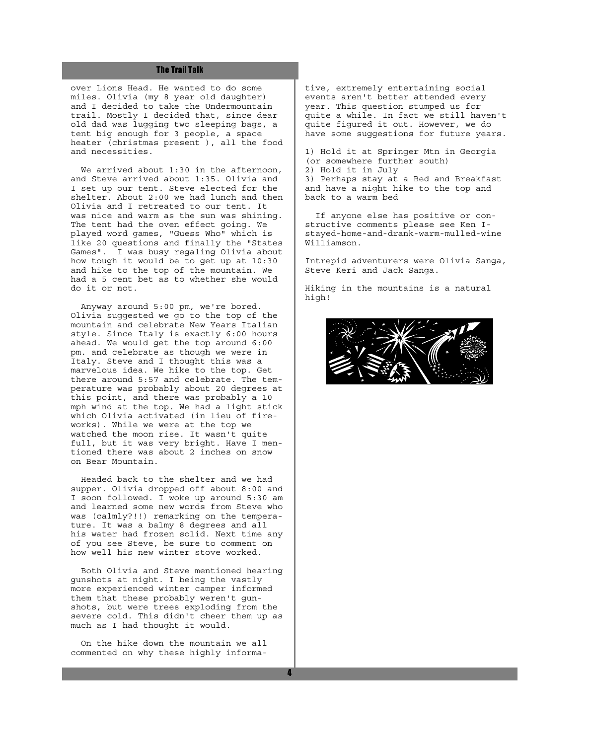over Lions Head. He wanted to do some miles. Olivia (my 8 year old daughter) and I decided to take the Undermountain trail. Mostly I decided that, since dear old dad was lugging two sleeping bags, a tent big enough for 3 people, a space heater (christmas present ), all the food and necessities.

We arrived about 1:30 in the afternoon, and Steve arrived about 1:35. Olivia and I set up our tent. Steve elected for the shelter. About 2:00 we had lunch and then Olivia and I retreated to our tent. It was nice and warm as the sun was shining. The tent had the oven effect going. We played word games, "Guess Who" which is like 20 questions and finally the "States Games". I was busy regaling Olivia about how tough it would be to get up at 10:30 and hike to the top of the mountain. We had a 5 cent bet as to whether she would do it or not.

Anyway around 5:00 pm, we're bored. Olivia suggested we go to the top of the mountain and celebrate New Years Italian style. Since Italy is exactly 6:00 hours ahead. We would get the top around 6:00 pm. and celebrate as though we were in Italy. Steve and I thought this was a marvelous idea. We hike to the top. Get there around 5:57 and celebrate. The temperature was probably about 20 degrees at this point, and there was probably a 10 mph wind at the top. We had a light stick which Olivia activated (in lieu of fireworks). While we were at the top we watched the moon rise. It wasn't quite full, but it was very bright. Have I mentioned there was about 2 inches on snow on Bear Mountain.

Headed back to the shelter and we had supper. Olivia dropped off about 8:00 and I soon followed. I woke up around 5:30 am and learned some new words from Steve who was (calmly?!!) remarking on the temperature. It was a balmy 8 degrees and all his water had frozen solid. Next time any of you see Steve, be sure to comment on how well his new winter stove worked.

Both Olivia and Steve mentioned hearing gunshots at night. I being the vastly more experienced winter camper informed them that these probably weren't gunshots, but were trees exploding from the severe cold. This didn't cheer them up as much as I had thought it would.

On the hike down the mountain we all commented on why these highly informative, extremely entertaining social events aren't better attended every year. This question stumped us for quite a while. In fact we still haven't quite figured it out. However, we do have some suggestions for future years.

1) Hold it at Springer Mtn in Georgia (or somewhere further south)
2) Hold it in July
3) Perhaps stay at a Bed and Breakfast and have a night hike to the top and back to a warm bed

If anyone else has positive or constructive comments please see Ken I-stayed-home-and-drank-warm-mulled-wine Williamson.

Intrepid adventurers were Olivia Sanga, Steve Keri and Jack Sanga.

Hiking in the mountains is a natural high!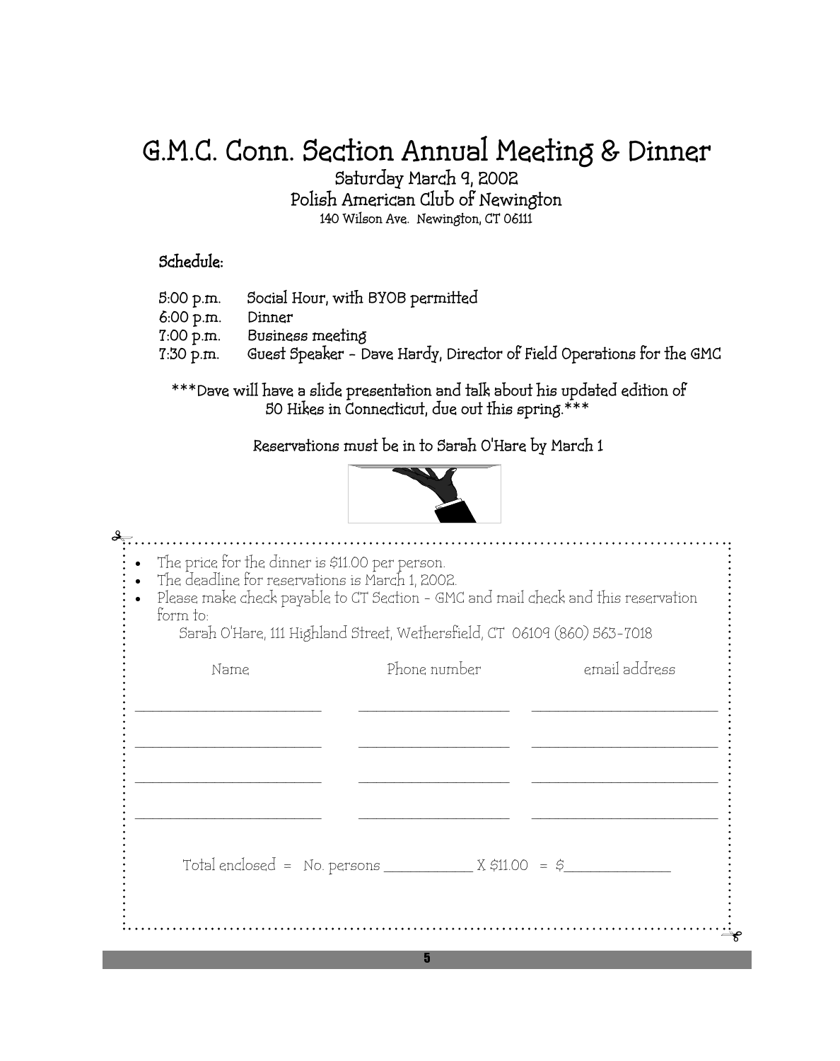# G.M.C. Conn. Section Annual Meeting & Dinner

Saturday March 9, 2002
Polish American Club of Newington
140 Wilson Ave. Newington, CT 06111

**Schedule:**

| | |
|---|---|
| 5:00 p.m. | Social Hour, with BYOB permitted |
| 6:00 p.m. | Dinner |
| 7:00 p.m. | Business meeting |
| 7:30 p.m. | Guest Speaker - Dave Hardy, Director of Field Operations for the GMC |

***Dave will have a slide presentation and talk about his updated edition of 50 Hikes in Connecticut, due out this spring.***

Reservations must be in to Sarah O'Hare by March 1

- The price for the dinner is $11.00 per person.
- The deadline for reservations is March 1, 2002.
- Please make check payable to CT Section - GMC and mail check and this reservation form to:
  Sarah O'Hare, 111 Highland Street, Wethersfield, CT 06109 (860) 563-7018

| Name | Phone number | email address |
|---|---|---|
| ____________________ | ________________ | ____________________ |
| ____________________ | ________________ | ____________________ |
| ____________________ | ________________ | ____________________ |
| ____________________ | ________________ | ____________________ |

Total enclosed = No. persons __________ X $11.00 = $____________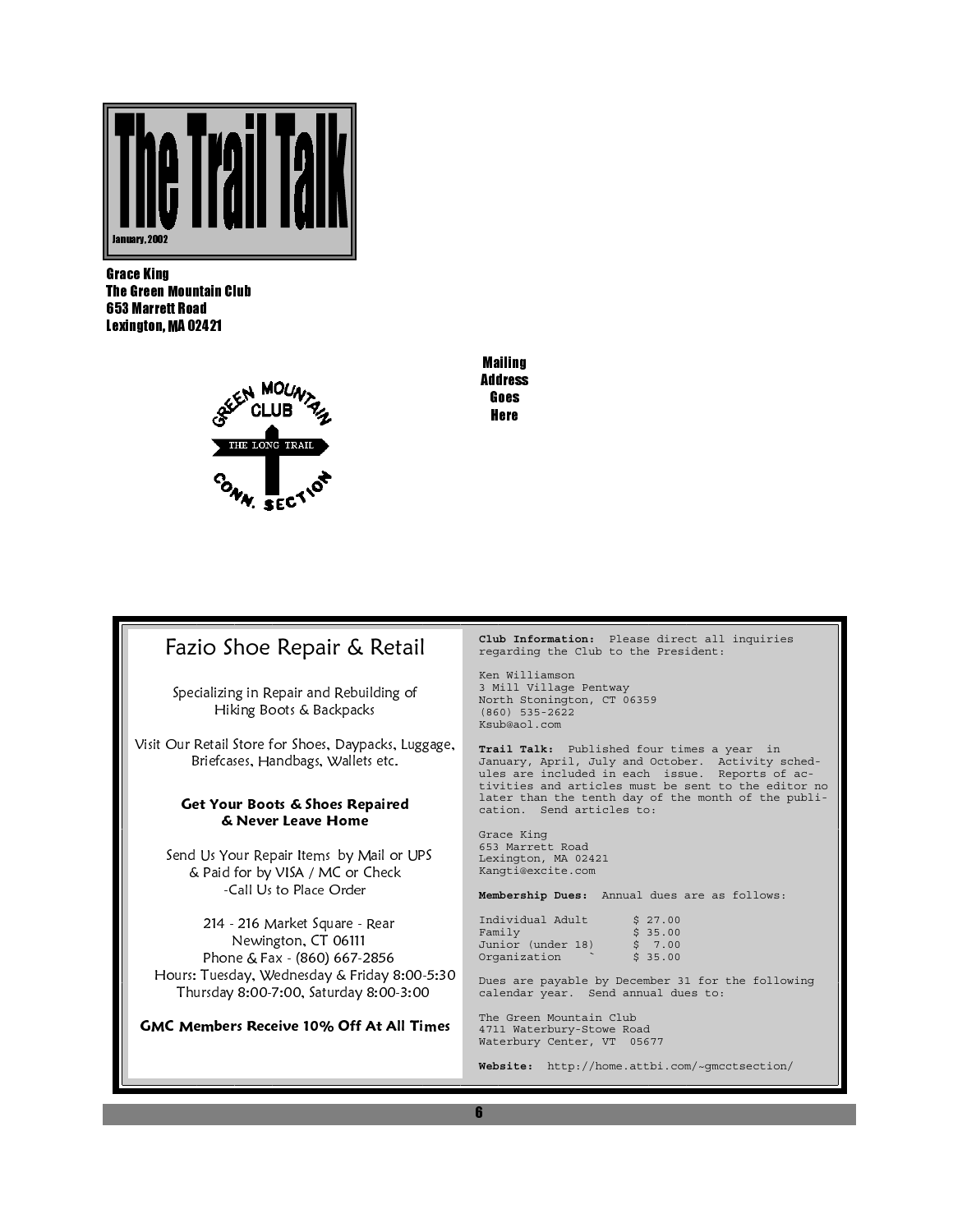# The Trail Talk

January, 2002

**Grace King**
**The Green Mountain Club**
**653 Marrett Road**
**Lexington, MA 02421**

GREEN MOUNTAIN CLUB
THE LONG TRAIL
CONN. SECTION

**Mailing Address Goes Here**

## Fazio Shoe Repair & Retail

Specializing in Repair and Rebuilding of Hiking Boots & Backpacks

Visit Our Retail Store for Shoes, Daypacks, Luggage, Briefcases, Handbags, Wallets etc.

**Get Your Boots & Shoes Repaired & Never Leave Home**

Send Us Your Repair Items by Mail or UPS & Paid for by VISA / MC or Check -Call Us to Place Order

214 - 216 Market Square - Rear
Newington, CT 06111
Phone & Fax - (860) 667-2856
Hours: Tuesday, Wednesday & Friday 8:00-5:30
Thursday 8:00-7:00, Saturday 8:00-3:00

**GMC Members Receive 10% Off At All Times**

**Club Information:** Please direct all inquiries regarding the Club to the President:

Ken Williamson
3 Mill Village Pentway
North Stonington, CT 06359
(860) 535-2622
Ksub@aol.com

**Trail Talk:** Published four times a year in January, April, July and October. Activity schedules are included in each issue. Reports of activities and articles must be sent to the editor no later than the tenth day of the month of the publication. Send articles to:

Grace King
653 Marrett Road
Lexington, MA 02421
Kangti@excite.com

**Membership Dues:** Annual dues are as follows:

| | |
|---|---|
| Individual Adult | $ 27.00 |
| Family | $ 35.00 |
| Junior (under 18) | $ 7.00 |
| Organization | $ 35.00 |

Dues are payable by December 31 for the following calendar year. Send annual dues to:

The Green Mountain Club
4711 Waterbury-Stowe Road
Waterbury Center, VT 05677

**Website:** http://home.attbi.com/~gmcctsection/